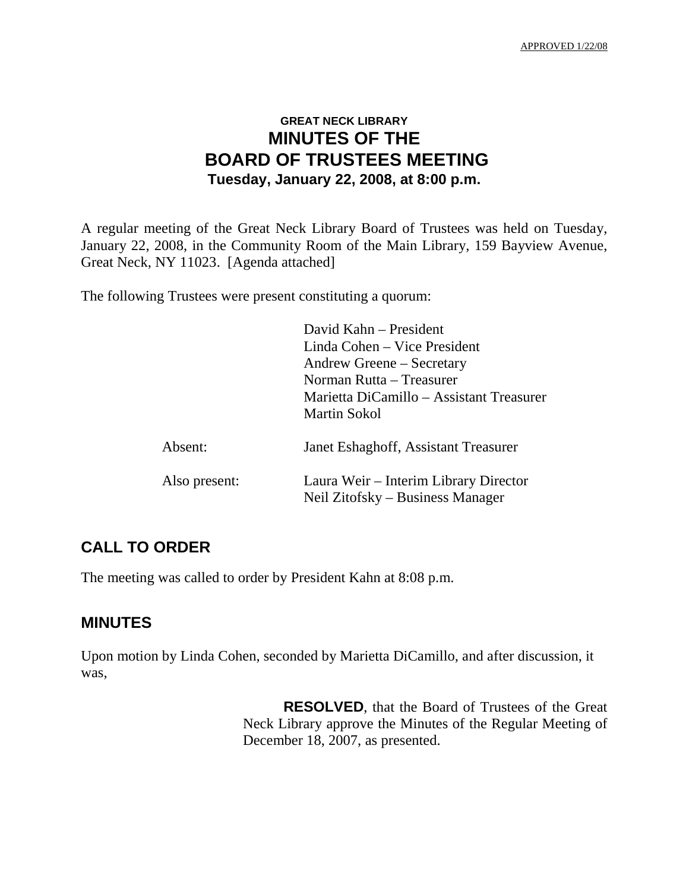APPROVED 1/22/08

# GREAT NECK LIBRARY
# MINUTES OF THE
# BOARD OF TRUSTEES MEETING
## Tuesday, January 22, 2008, at 8:00 p.m.

A regular meeting of the Great Neck Library Board of Trustees was held on Tuesday, January 22, 2008, in the Community Room of the Main Library, 159 Bayview Avenue, Great Neck, NY 11023. [Agenda attached]

The following Trustees were present constituting a quorum:

David Kahn – President
Linda Cohen – Vice President
Andrew Greene – Secretary
Norman Rutta – Treasurer
Marietta DiCamillo – Assistant Treasurer
Martin Sokol

Absent: Janet Eshaghoff, Assistant Treasurer

Also present: Laura Weir – Interim Library Director
Neil Zitofsky – Business Manager

## CALL TO ORDER

The meeting was called to order by President Kahn at 8:08 p.m.

## MINUTES

Upon motion by Linda Cohen, seconded by Marietta DiCamillo, and after discussion, it was,

> **RESOLVED**, that the Board of Trustees of the Great Neck Library approve the Minutes of the Regular Meeting of December 18, 2007, as presented.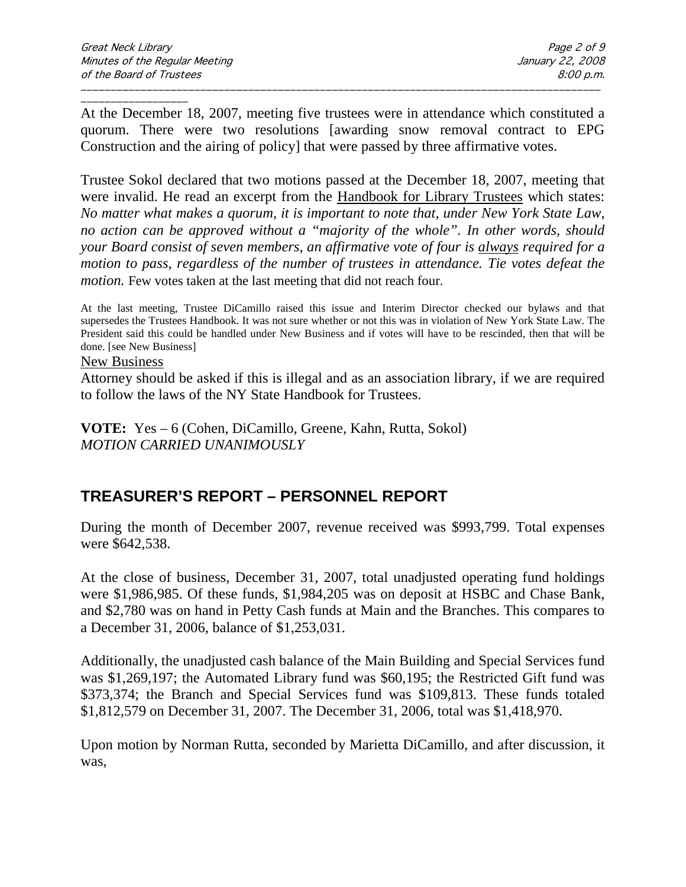At the December 18, 2007, meeting five trustees were in attendance which constituted a quorum. There were two resolutions [awarding snow removal contract to EPG Construction and the airing of policy] that were passed by three affirmative votes.

Trustee Sokol declared that two motions passed at the December 18, 2007, meeting that were invalid. He read an excerpt from the Handbook for Library Trustees which states: *No matter what makes a quorum, it is important to note that, under New York State Law, no action can be approved without a "majority of the whole". In other words, should your Board consist of seven members, an affirmative vote of four is always required for a motion to pass, regardless of the number of trustees in attendance. Tie votes defeat the motion.* Few votes taken at the last meeting that did not reach four.

At the last meeting, Trustee DiCamillo raised this issue and Interim Director checked our bylaws and that supersedes the Trustees Handbook. It was not sure whether or not this was in violation of New York State Law. The President said this could be handled under New Business and if votes will have to be rescinded, then that will be done. [see New Business]

New Business

Attorney should be asked if this is illegal and as an association library, if we are required to follow the laws of the NY State Handbook for Trustees.

**VOTE:** Yes – 6 (Cohen, DiCamillo, Greene, Kahn, Rutta, Sokol)
*MOTION CARRIED UNANIMOUSLY*

## TREASURER'S REPORT – PERSONNEL REPORT

During the month of December 2007, revenue received was $993,799. Total expenses were $642,538.

At the close of business, December 31, 2007, total unadjusted operating fund holdings were $1,986,985. Of these funds, $1,984,205 was on deposit at HSBC and Chase Bank, and $2,780 was on hand in Petty Cash funds at Main and the Branches. This compares to a December 31, 2006, balance of $1,253,031.

Additionally, the unadjusted cash balance of the Main Building and Special Services fund was $1,269,197; the Automated Library fund was $60,195; the Restricted Gift fund was $373,374; the Branch and Special Services fund was $109,813. These funds totaled $1,812,579 on December 31, 2007. The December 31, 2006, total was $1,418,970.

Upon motion by Norman Rutta, seconded by Marietta DiCamillo, and after discussion, it was,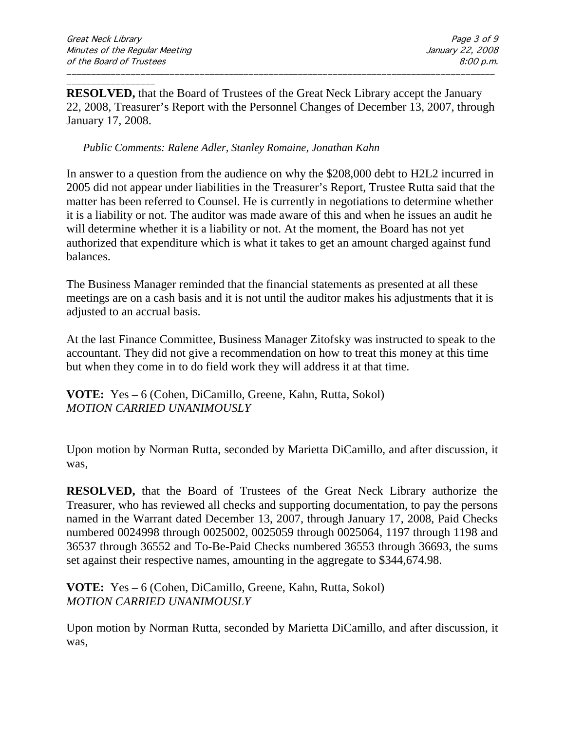**RESOLVED,** that the Board of Trustees of the Great Neck Library accept the January 22, 2008, Treasurer's Report with the Personnel Changes of December 13, 2007, through January 17, 2008.

*Public Comments: Ralene Adler, Stanley Romaine, Jonathan Kahn*

In answer to a question from the audience on why the $208,000 debt to H2L2 incurred in 2005 did not appear under liabilities in the Treasurer's Report, Trustee Rutta said that the matter has been referred to Counsel. He is currently in negotiations to determine whether it is a liability or not. The auditor was made aware of this and when he issues an audit he will determine whether it is a liability or not. At the moment, the Board has not yet authorized that expenditure which is what it takes to get an amount charged against fund balances.

The Business Manager reminded that the financial statements as presented at all these meetings are on a cash basis and it is not until the auditor makes his adjustments that it is adjusted to an accrual basis.

At the last Finance Committee, Business Manager Zitofsky was instructed to speak to the accountant. They did not give a recommendation on how to treat this money at this time but when they come in to do field work they will address it at that time.

**VOTE:** Yes – 6 (Cohen, DiCamillo, Greene, Kahn, Rutta, Sokol)
*MOTION CARRIED UNANIMOUSLY*

Upon motion by Norman Rutta, seconded by Marietta DiCamillo, and after discussion, it was,

**RESOLVED,** that the Board of Trustees of the Great Neck Library authorize the Treasurer, who has reviewed all checks and supporting documentation, to pay the persons named in the Warrant dated December 13, 2007, through January 17, 2008, Paid Checks numbered 0024998 through 0025002, 0025059 through 0025064, 1197 through 1198 and 36537 through 36552 and To-Be-Paid Checks numbered 36553 through 36693, the sums set against their respective names, amounting in the aggregate to $344,674.98.

**VOTE:** Yes – 6 (Cohen, DiCamillo, Greene, Kahn, Rutta, Sokol)
*MOTION CARRIED UNANIMOUSLY*

Upon motion by Norman Rutta, seconded by Marietta DiCamillo, and after discussion, it was,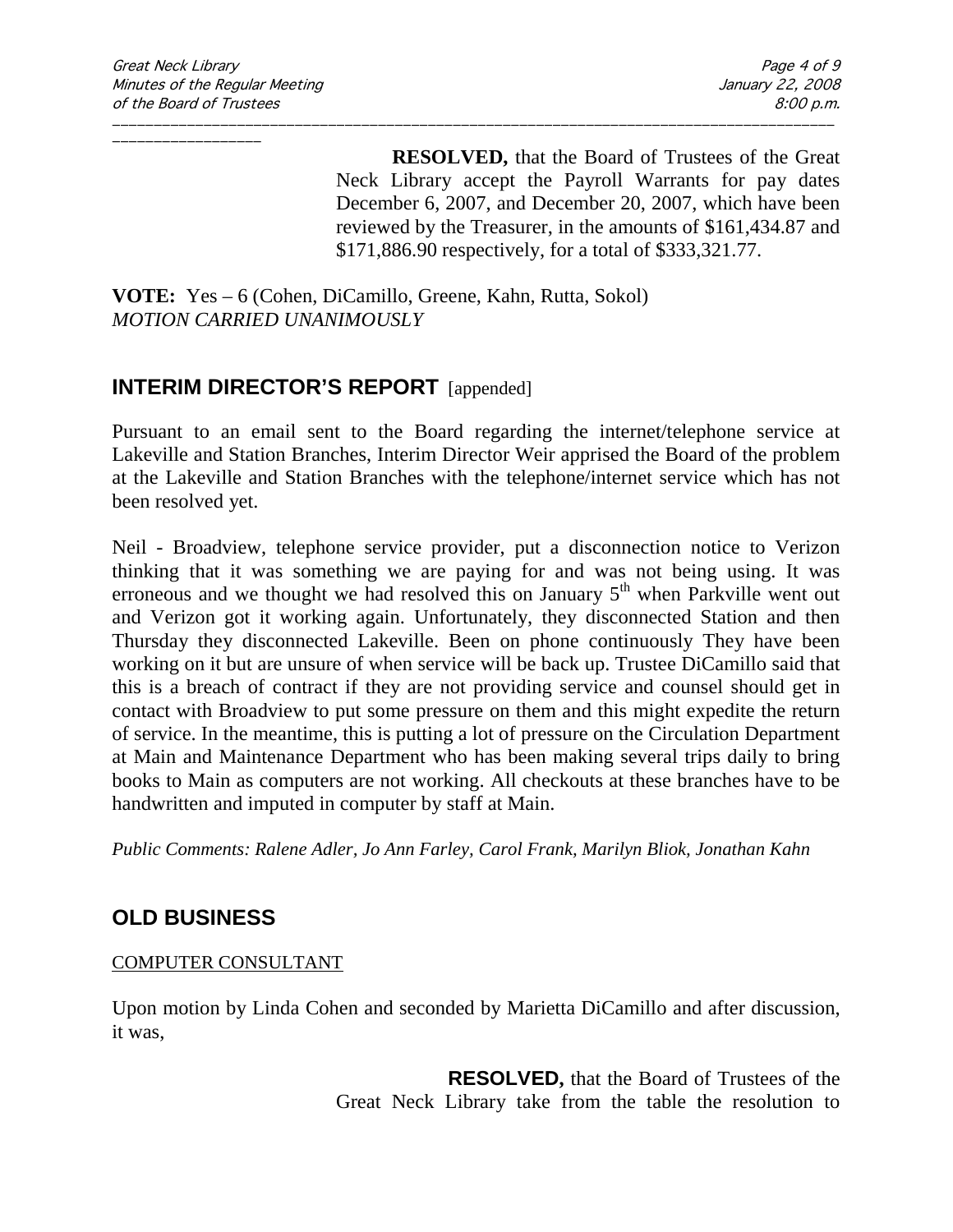**RESOLVED,** that the Board of Trustees of the Great Neck Library accept the Payroll Warrants for pay dates December 6, 2007, and December 20, 2007, which have been reviewed by the Treasurer, in the amounts of $161,434.87 and $171,886.90 respectively, for a total of $333,321.77.

**VOTE:** Yes – 6 (Cohen, DiCamillo, Greene, Kahn, Rutta, Sokol)
*MOTION CARRIED UNANIMOUSLY*

## INTERIM DIRECTOR'S REPORT [appended]

Pursuant to an email sent to the Board regarding the internet/telephone service at Lakeville and Station Branches, Interim Director Weir apprised the Board of the problem at the Lakeville and Station Branches with the telephone/internet service which has not been resolved yet.

Neil - Broadview, telephone service provider, put a disconnection notice to Verizon thinking that it was something we are paying for and was not being using. It was erroneous and we thought we had resolved this on January 5th when Parkville went out and Verizon got it working again. Unfortunately, they disconnected Station and then Thursday they disconnected Lakeville. Been on phone continuously They have been working on it but are unsure of when service will be back up. Trustee DiCamillo said that this is a breach of contract if they are not providing service and counsel should get in contact with Broadview to put some pressure on them and this might expedite the return of service. In the meantime, this is putting a lot of pressure on the Circulation Department at Main and Maintenance Department who has been making several trips daily to bring books to Main as computers are not working. All checkouts at these branches have to be handwritten and imputed in computer by staff at Main.

*Public Comments: Ralene Adler, Jo Ann Farley, Carol Frank, Marilyn Bliok, Jonathan Kahn*

## OLD BUSINESS

COMPUTER CONSULTANT

Upon motion by Linda Cohen and seconded by Marietta DiCamillo and after discussion, it was,

**RESOLVED,** that the Board of Trustees of the Great Neck Library take from the table the resolution to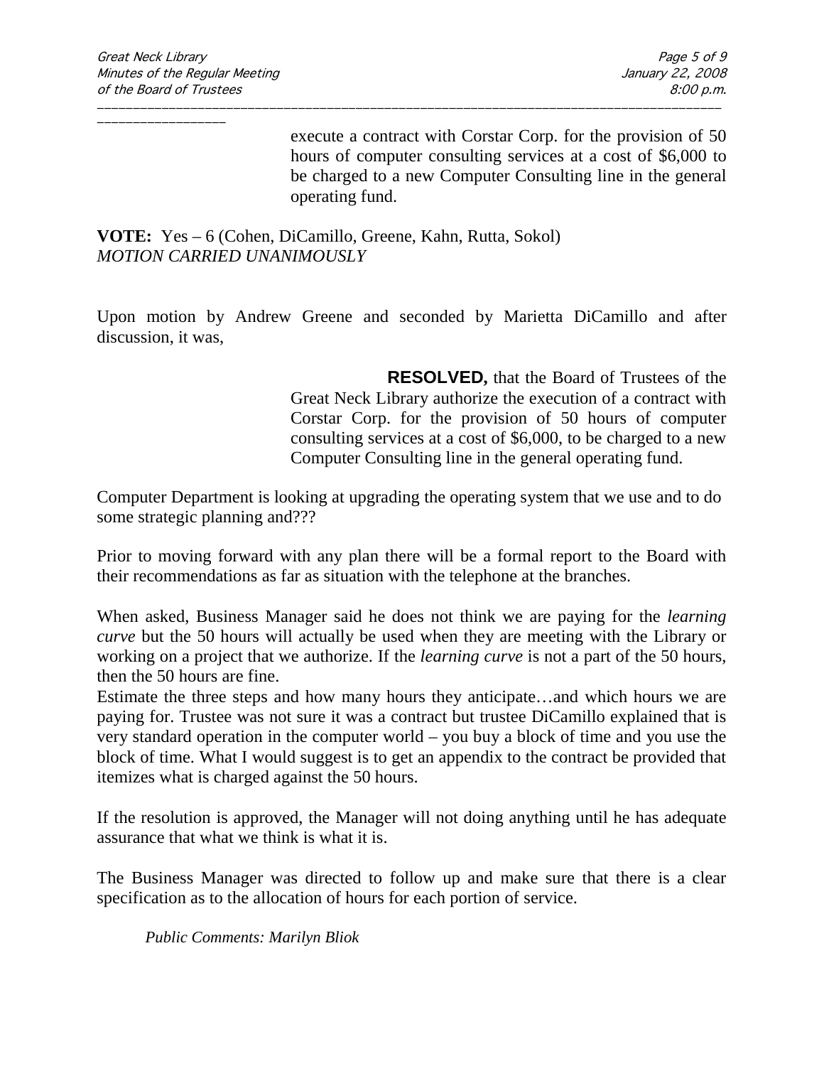execute a contract with Corstar Corp. for the provision of 50 hours of computer consulting services at a cost of $6,000 to be charged to a new Computer Consulting line in the general operating fund.

**VOTE:** Yes – 6 (Cohen, DiCamillo, Greene, Kahn, Rutta, Sokol)
*MOTION CARRIED UNANIMOUSLY*

Upon motion by Andrew Greene and seconded by Marietta DiCamillo and after discussion, it was,

> **RESOLVED,** that the Board of Trustees of the Great Neck Library authorize the execution of a contract with Corstar Corp. for the provision of 50 hours of computer consulting services at a cost of $6,000, to be charged to a new Computer Consulting line in the general operating fund.

Computer Department is looking at upgrading the operating system that we use and to do some strategic planning and???

Prior to moving forward with any plan there will be a formal report to the Board with their recommendations as far as situation with the telephone at the branches.

When asked, Business Manager said he does not think we are paying for the *learning curve* but the 50 hours will actually be used when they are meeting with the Library or working on a project that we authorize. If the *learning curve* is not a part of the 50 hours, then the 50 hours are fine.
Estimate the three steps and how many hours they anticipate…and which hours we are paying for. Trustee was not sure it was a contract but trustee DiCamillo explained that is very standard operation in the computer world – you buy a block of time and you use the block of time. What I would suggest is to get an appendix to the contract be provided that itemizes what is charged against the 50 hours.

If the resolution is approved, the Manager will not doing anything until he has adequate assurance that what we think is what it is.

The Business Manager was directed to follow up and make sure that there is a clear specification as to the allocation of hours for each portion of service.

*Public Comments: Marilyn Bliok*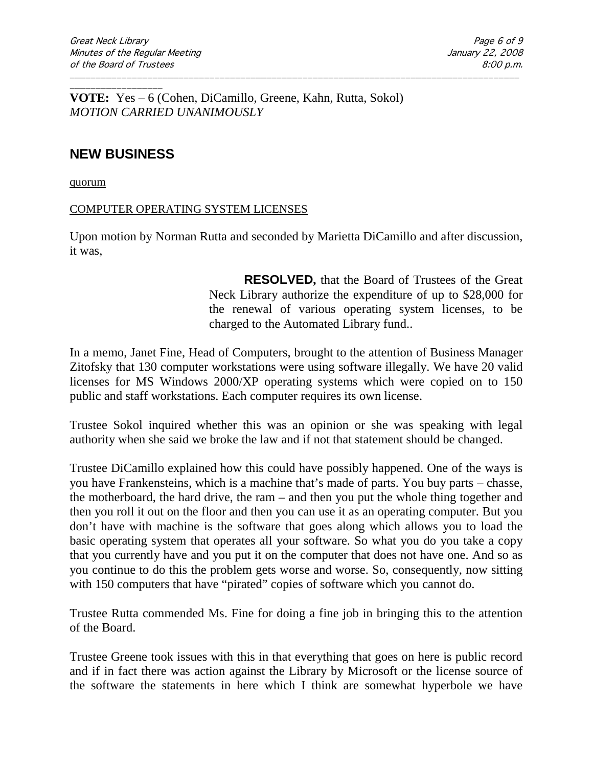**VOTE:** Yes – 6 (Cohen, DiCamillo, Greene, Kahn, Rutta, Sokol)
*MOTION CARRIED UNANIMOUSLY*

## NEW BUSINESS

quorum

COMPUTER OPERATING SYSTEM LICENSES

Upon motion by Norman Rutta and seconded by Marietta DiCamillo and after discussion, it was,

> **RESOLVED,** that the Board of Trustees of the Great Neck Library authorize the expenditure of up to $28,000 for the renewal of various operating system licenses, to be charged to the Automated Library fund..

In a memo, Janet Fine, Head of Computers, brought to the attention of Business Manager Zitofsky that 130 computer workstations were using software illegally. We have 20 valid licenses for MS Windows 2000/XP operating systems which were copied on to 150 public and staff workstations. Each computer requires its own license.

Trustee Sokol inquired whether this was an opinion or she was speaking with legal authority when she said we broke the law and if not that statement should be changed.

Trustee DiCamillo explained how this could have possibly happened. One of the ways is you have Frankensteins, which is a machine that's made of parts. You buy parts – chasse, the motherboard, the hard drive, the ram – and then you put the whole thing together and then you roll it out on the floor and then you can use it as an operating computer. But you don't have with machine is the software that goes along which allows you to load the basic operating system that operates all your software. So what you do you take a copy that you currently have and you put it on the computer that does not have one. And so as you continue to do this the problem gets worse and worse. So, consequently, now sitting with 150 computers that have "pirated" copies of software which you cannot do.

Trustee Rutta commended Ms. Fine for doing a fine job in bringing this to the attention of the Board.

Trustee Greene took issues with this in that everything that goes on here is public record and if in fact there was action against the Library by Microsoft or the license source of the software the statements in here which I think are somewhat hyperbole we have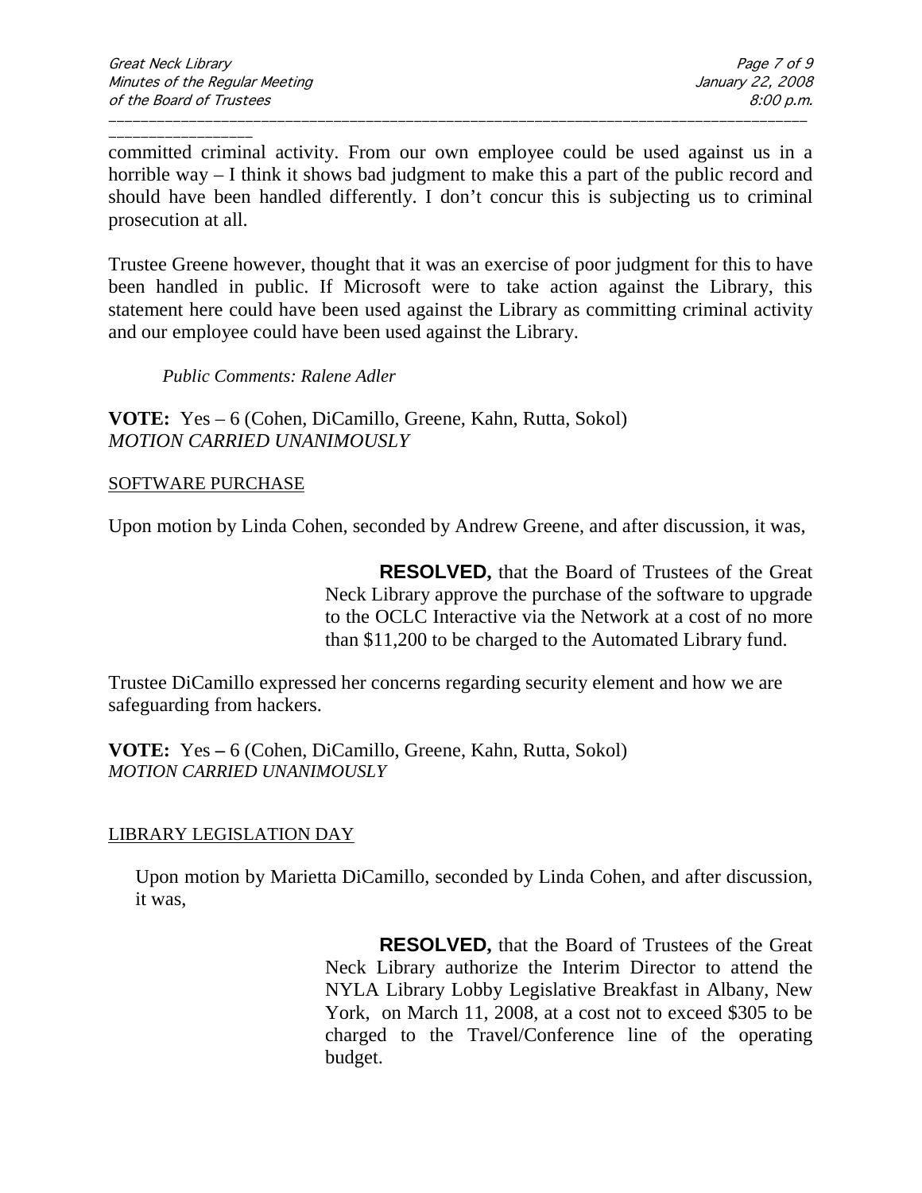committed criminal activity. From our own employee could be used against us in a horrible way – I think it shows bad judgment to make this a part of the public record and should have been handled differently. I don't concur this is subjecting us to criminal prosecution at all.

Trustee Greene however, thought that it was an exercise of poor judgment for this to have been handled in public. If Microsoft were to take action against the Library, this statement here could have been used against the Library as committing criminal activity and our employee could have been used against the Library.

*Public Comments: Ralene Adler*

**VOTE:** Yes – 6 (Cohen, DiCamillo, Greene, Kahn, Rutta, Sokol)
*MOTION CARRIED UNANIMOUSLY*

SOFTWARE PURCHASE

Upon motion by Linda Cohen, seconded by Andrew Greene, and after discussion, it was,

> **RESOLVED,** that the Board of Trustees of the Great Neck Library approve the purchase of the software to upgrade to the OCLC Interactive via the Network at a cost of no more than $11,200 to be charged to the Automated Library fund.

Trustee DiCamillo expressed her concerns regarding security element and how we are safeguarding from hackers.

**VOTE:** Yes **–** 6 (Cohen, DiCamillo, Greene, Kahn, Rutta, Sokol)
*MOTION CARRIED UNANIMOUSLY*

LIBRARY LEGISLATION DAY

Upon motion by Marietta DiCamillo, seconded by Linda Cohen, and after discussion, it was,

> **RESOLVED,** that the Board of Trustees of the Great Neck Library authorize the Interim Director to attend the NYLA Library Lobby Legislative Breakfast in Albany, New York, on March 11, 2008, at a cost not to exceed $305 to be charged to the Travel/Conference line of the operating budget.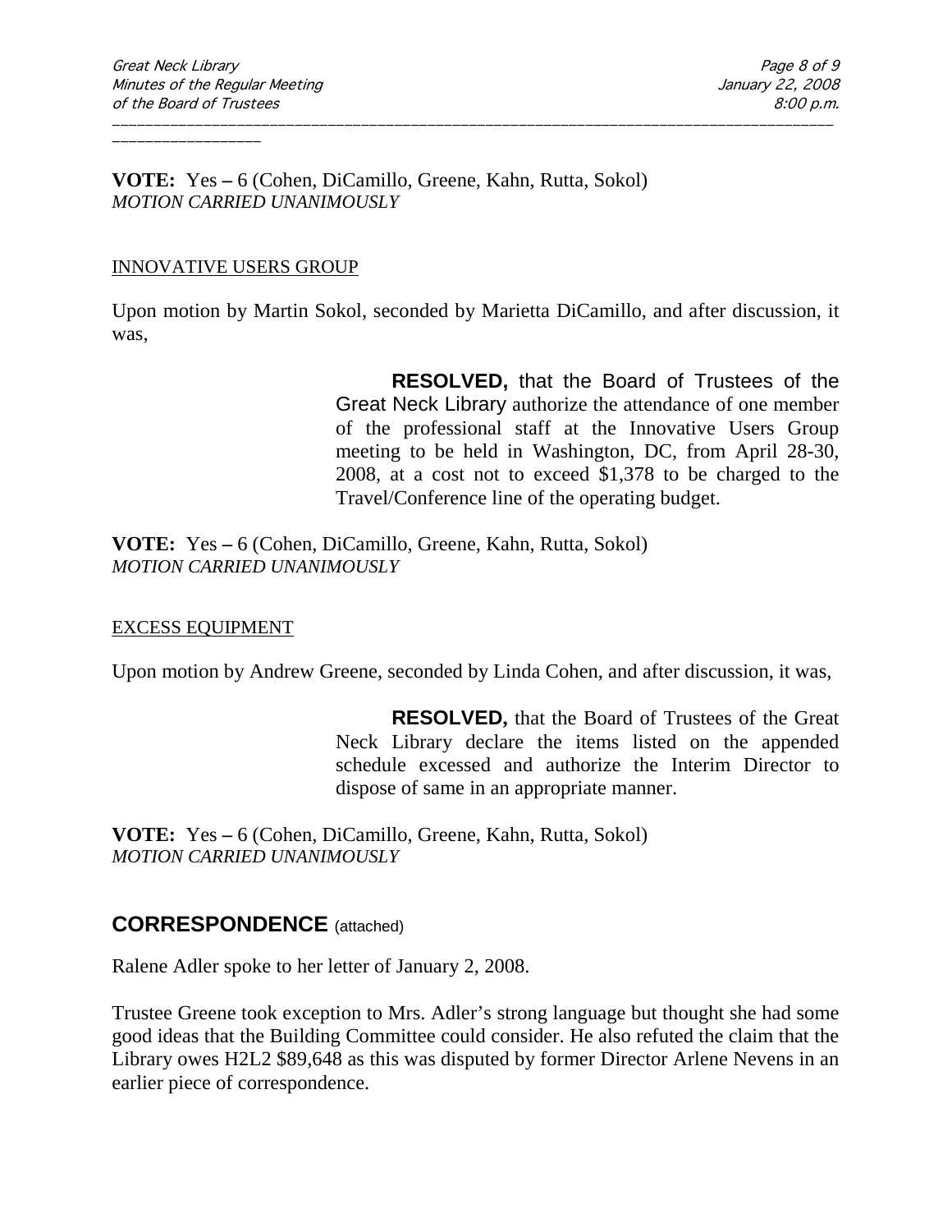**VOTE:** Yes **–** 6 (Cohen, DiCamillo, Greene, Kahn, Rutta, Sokol)
*MOTION CARRIED UNANIMOUSLY*

INNOVATIVE USERS GROUP

Upon motion by Martin Sokol, seconded by Marietta DiCamillo, and after discussion, it was,

> **RESOLVED,** that the Board of Trustees of the Great Neck Library authorize the attendance of one member of the professional staff at the Innovative Users Group meeting to be held in Washington, DC, from April 28-30, 2008, at a cost not to exceed $1,378 to be charged to the Travel/Conference line of the operating budget.

**VOTE:** Yes **–** 6 (Cohen, DiCamillo, Greene, Kahn, Rutta, Sokol)
*MOTION CARRIED UNANIMOUSLY*

EXCESS EQUIPMENT

Upon motion by Andrew Greene, seconded by Linda Cohen, and after discussion, it was,

> **RESOLVED,** that the Board of Trustees of the Great Neck Library declare the items listed on the appended schedule excessed and authorize the Interim Director to dispose of same in an appropriate manner.

**VOTE:** Yes **–** 6 (Cohen, DiCamillo, Greene, Kahn, Rutta, Sokol)
*MOTION CARRIED UNANIMOUSLY*

## CORRESPONDENCE (attached)

Ralene Adler spoke to her letter of January 2, 2008.

Trustee Greene took exception to Mrs. Adler's strong language but thought she had some good ideas that the Building Committee could consider. He also refuted the claim that the Library owes H2L2 $89,648 as this was disputed by former Director Arlene Nevens in an earlier piece of correspondence.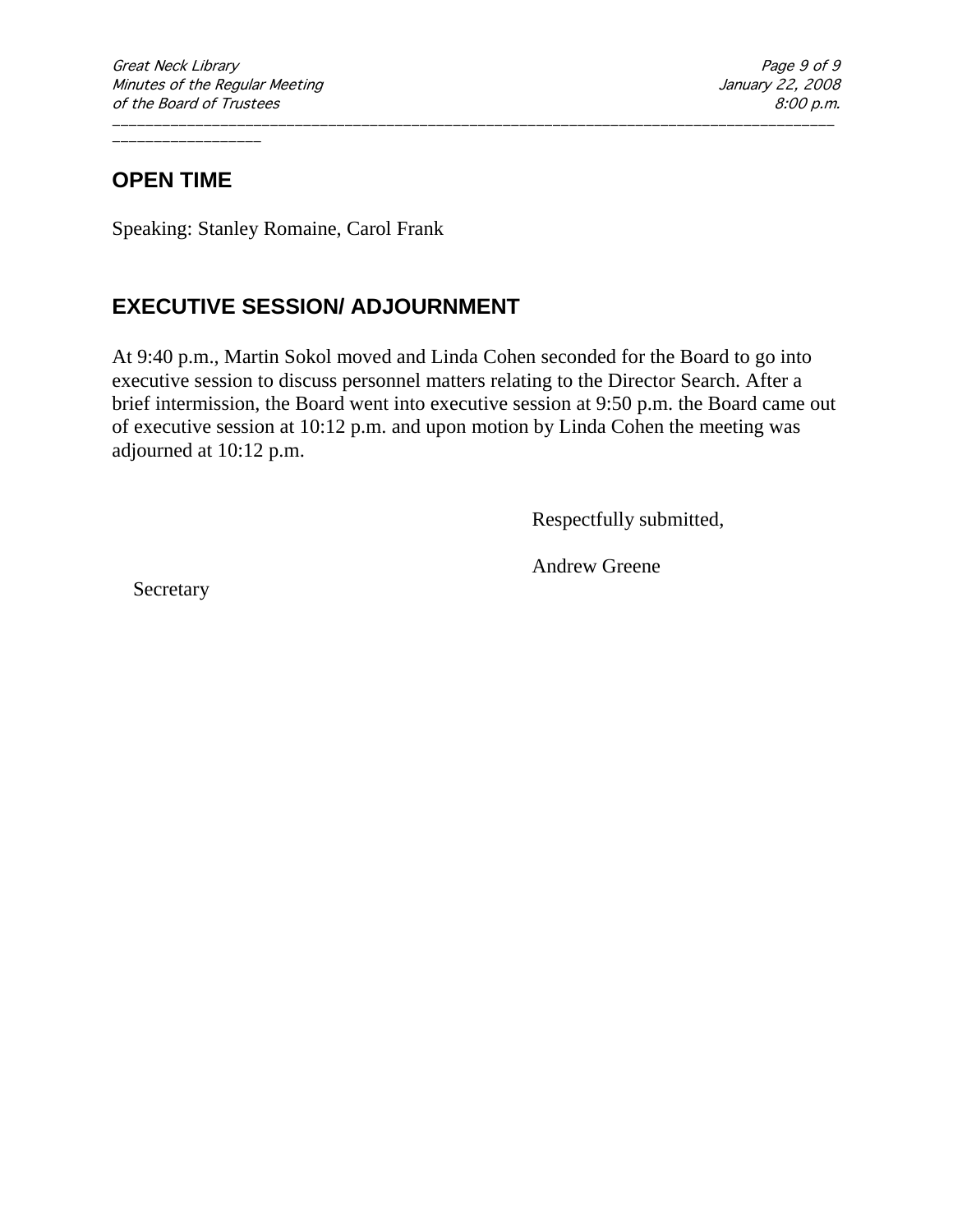## OPEN TIME

Speaking: Stanley Romaine, Carol Frank

## EXECUTIVE SESSION/ ADJOURNMENT

At 9:40 p.m., Martin Sokol moved and Linda Cohen seconded for the Board to go into executive session to discuss personnel matters relating to the Director Search. After a brief intermission, the Board went into executive session at 9:50 p.m. the Board came out of executive session at 10:12 p.m. and upon motion by Linda Cohen the meeting was adjourned at 10:12 p.m.

Respectfully submitted,

Andrew Greene

Secretary